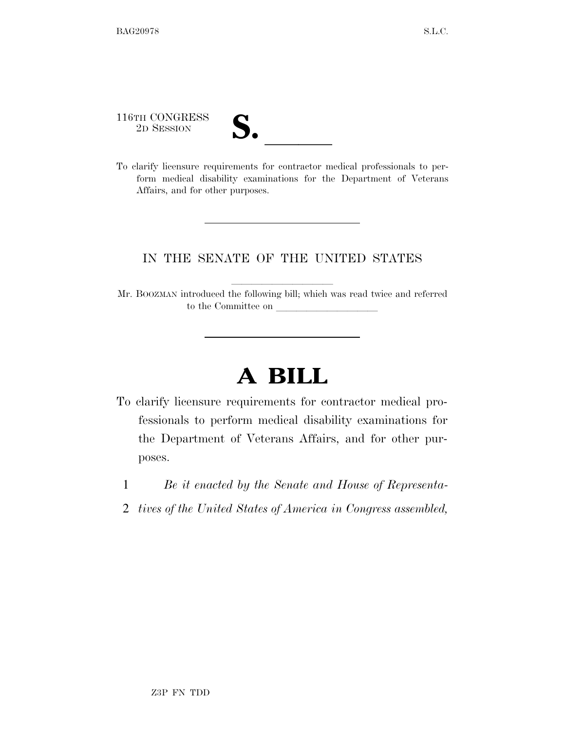116TH CONGRESS
2D SESSION

# S. \_\_\_\_\_\_

To clarify licensure requirements for contractor medical professionals to perform medical disability examinations for the Department of Veterans Affairs, and for other purposes.

---

IN THE SENATE OF THE UNITED STATES

Mr. BOOZMAN introduced the following bill; which was read twice and referred to the Committee on \_\_\_\_\_\_\_\_\_\_\_\_\_\_\_\_\_\_\_\_

---

# A BILL

To clarify licensure requirements for contractor medical professionals to perform medical disability examinations for the Department of Veterans Affairs, and for other purposes.

1 *Be it enacted by the Senate and House of Representa-*
2 *tives of the United States of America in Congress assembled,*

Z3P FN TDD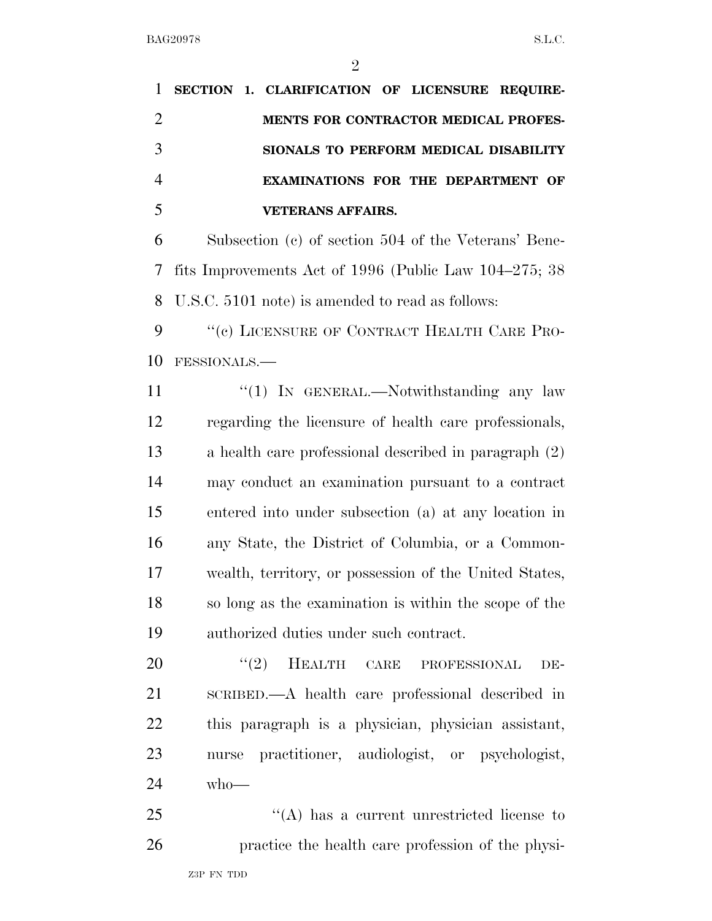**SECTION 1. CLARIFICATION OF LICENSURE REQUIREMENTS FOR CONTRACTOR MEDICAL PROFESSIONALS TO PERFORM MEDICAL DISABILITY EXAMINATIONS FOR THE DEPARTMENT OF VETERANS AFFAIRS.**

Subsection (c) of section 504 of the Veterans' Benefits Improvements Act of 1996 (Public Law 104–275; 38 U.S.C. 5101 note) is amended to read as follows:

"(c) LICENSURE OF CONTRACT HEALTH CARE PROFESSIONALS.—

"(1) IN GENERAL.—Notwithstanding any law regarding the licensure of health care professionals, a health care professional described in paragraph (2) may conduct an examination pursuant to a contract entered into under subsection (a) at any location in any State, the District of Columbia, or a Commonwealth, territory, or possession of the United States, so long as the examination is within the scope of the authorized duties under such contract.

"(2) HEALTH CARE PROFESSIONAL DESCRIBED.—A health care professional described in this paragraph is a physician, physician assistant, nurse practitioner, audiologist, or psychologist, who—

"(A) has a current unrestricted license to practice the health care profession of the physi-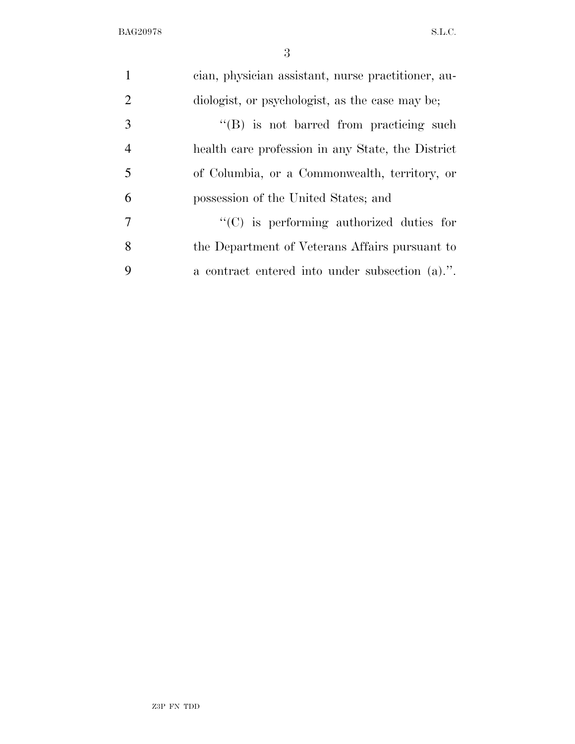cian, physician assistant, nurse practitioner, audiologist, or psychologist, as the case may be;

"(B) is not barred from practicing such health care profession in any State, the District of Columbia, or a Commonwealth, territory, or possession of the United States; and

"(C) is performing authorized duties for the Department of Veterans Affairs pursuant to a contract entered into under subsection (a).".